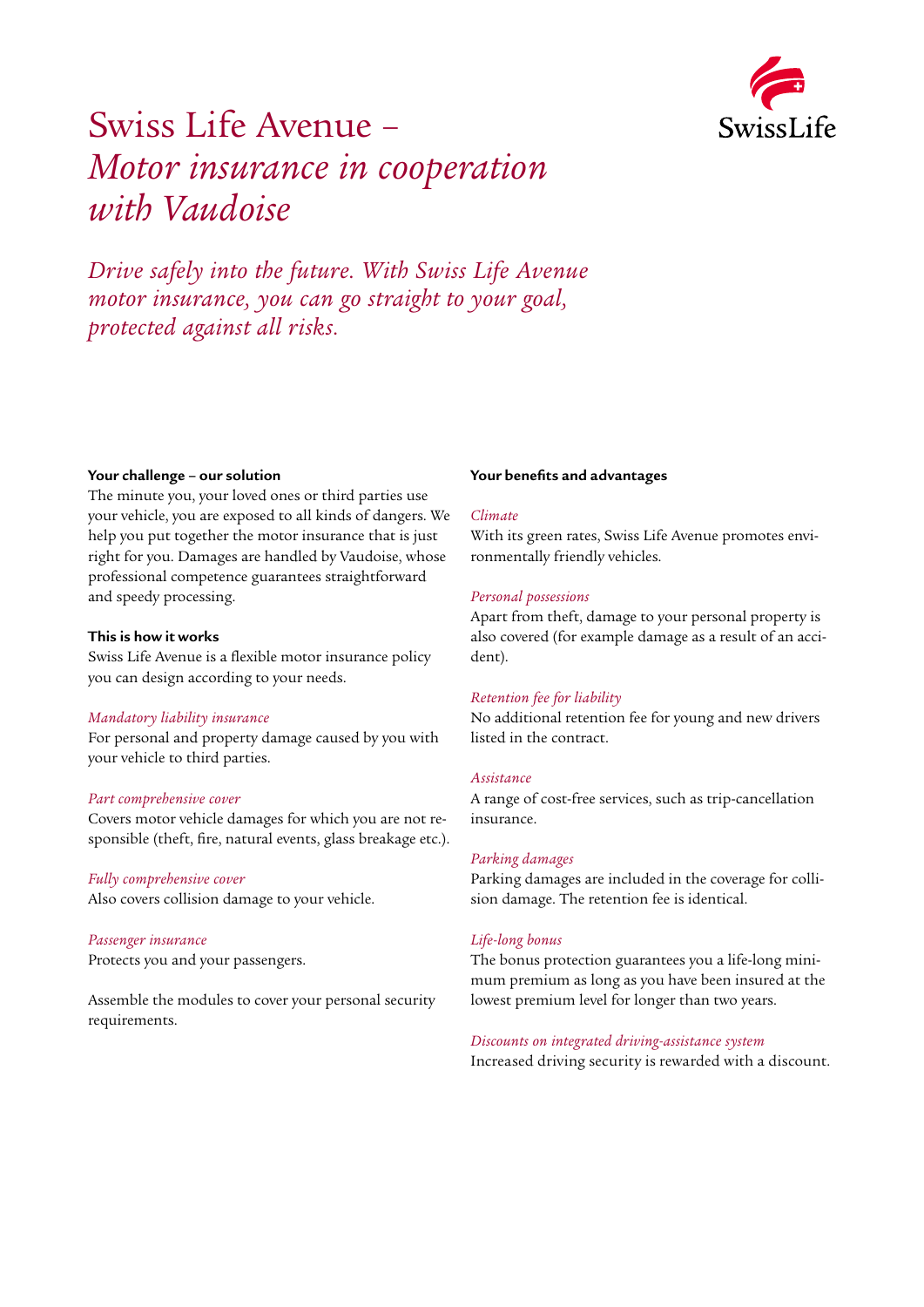# Swiss Life Avenue – *Motor insurance in cooperation with Vaudoise*

*Drive safely into the future. With Swiss Life Avenue motor insurance, you can go straight to your goal, protected against all risks.*

**Your challenge – our solution**

The minute you, your loved ones or third parties use your vehicle, you are exposed to all kinds of dangers. We help you put together the motor insurance that is just right for you. Damages are handled by Vaudoise, whose professional competence guarantees straightforward and speedy processing.

**This is how it works**

Swiss Life Avenue is a flexible motor insurance policy you can design according to your needs.

*Mandatory liability insurance*
For personal and property damage caused by you with your vehicle to third parties.

*Part comprehensive cover*
Covers motor vehicle damages for which you are not responsible (theft, fire, natural events, glass breakage etc.).

*Fully comprehensive cover*
Also covers collision damage to your vehicle.

*Passenger insurance*
Protects you and your passengers.

Assemble the modules to cover your personal security requirements.

**Your benefits and advantages**

*Climate*
With its green rates, Swiss Life Avenue promotes environmentally friendly vehicles.

*Personal possessions*
Apart from theft, damage to your personal property is also covered (for example damage as a result of an accident).

*Retention fee for liability*
No additional retention fee for young and new drivers listed in the contract.

*Assistance*
A range of cost-free services, such as trip-cancellation insurance.

*Parking damages*
Parking damages are included in the coverage for collision damage. The retention fee is identical.

*Life-long bonus*
The bonus protection guarantees you a life-long minimum premium as long as you have been insured at the lowest premium level for longer than two years.

*Discounts on integrated driving-assistance system*
Increased driving security is rewarded with a discount.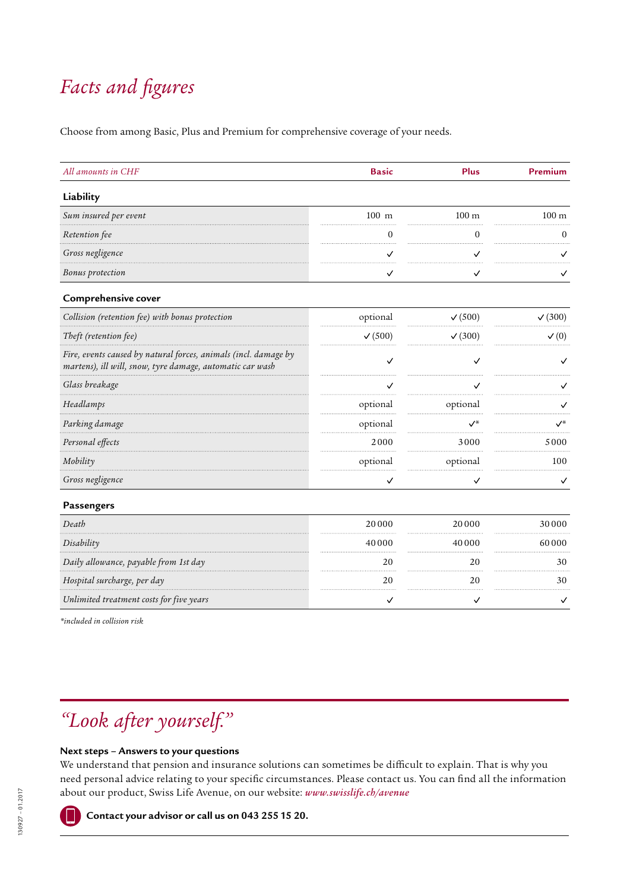# *Facts and figures*

Choose from among Basic, Plus and Premium for comprehensive coverage of your needs.

| *All amounts in CHF* | **Basic** | **Plus** | **Premium** |
|---|---|---|---|
| **Liability** | | | |
| *Sum insured per event* | 100 m | 100 m | 100 m |
| *Retention fee* | 0 | 0 | 0 |
| *Gross negligence* | ✓ | ✓ | ✓ |
| *Bonus protection* | ✓ | ✓ | ✓ |
| **Comprehensive cover** | | | |
| *Collision (retention fee) with bonus protection* | optional | ✓ (500) | ✓ (300) |
| *Theft (retention fee)* | ✓ (500) | ✓ (300) | ✓ (0) |
| *Fire, events caused by natural forces, animals (incl. damage by martens), ill will, snow, tyre damage, automatic car wash* | ✓ | ✓ | ✓ |
| *Glass breakage* | ✓ | ✓ | ✓ |
| *Headlamps* | optional | optional | ✓ |
| *Parking damage* | optional | ✓* | ✓* |
| *Personal effects* | 2000 | 3000 | 5000 |
| *Mobility* | optional | optional | 100 |
| *Gross negligence* | ✓ | ✓ | ✓ |
| **Passengers** | | | |
| *Death* | 20000 | 20000 | 30000 |
| *Disability* | 40000 | 40000 | 60000 |
| *Daily allowance, payable from 1st day* | 20 | 20 | 30 |
| *Hospital surcharge, per day* | 20 | 20 | 30 |
| *Unlimited treatment costs for five years* | ✓ | ✓ | ✓ |

*\*included in collision risk*

# *"Look after yourself."*

**Next steps – Answers to your questions**

We understand that pension and insurance solutions can sometimes be difficult to explain. That is why you need personal advice relating to your specific circumstances. Please contact us. You can find all the information about our product, Swiss Life Avenue, on our website: ***www.swisslife.ch/avenue***

**Contact your advisor or call us on 043 255 15 20.**